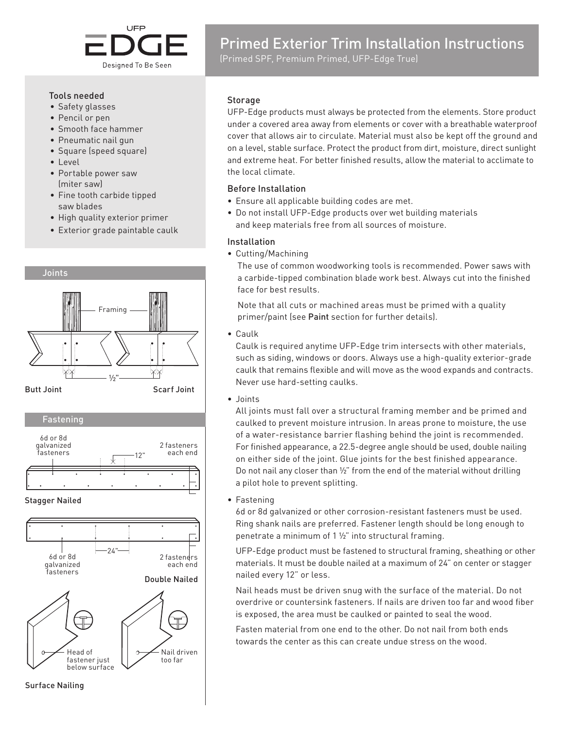UFP EDGE
Designed To Be Seen

# Primed Exterior Trim Installation Instructions

(Primed SPF, Premium Primed, UFP-Edge True)

### Tools needed

- Safety glasses
- Pencil or pen
- Smooth face hammer
- Pneumatic nail gun
- Square (speed square)
- Level
- Portable power saw (miter saw)
- Fine tooth carbide tipped saw blades
- High quality exterior primer
- Exterior grade paintable caulk

### Joints

Framing

½"

Butt Joint

Scarf Joint

### Fastening

6d or 8d galvanized fasteners

12"

2 fasteners each end

Stagger Nailed

6d or 8d galvanized fasteners

24"

2 fasteners each end

Double Nailed

Head of fastener just below surface

Nail driven too far

Surface Nailing

### Storage

UFP-Edge products must always be protected from the elements. Store product under a covered area away from elements or cover with a breathable waterproof cover that allows air to circulate. Material must also be kept off the ground and on a level, stable surface. Protect the product from dirt, moisture, direct sunlight and extreme heat. For better finished results, allow the material to acclimate to the local climate.

### Before Installation

- Ensure all applicable building codes are met.
- Do not install UFP-Edge products over wet building materials and keep materials free from all sources of moisture.

### Installation

- Cutting/Machining

  The use of common woodworking tools is recommended. Power saws with a carbide-tipped combination blade work best. Always cut into the finished face for best results.

  Note that all cuts or machined areas must be primed with a quality primer/paint (see **Paint** section for further details).

- Caulk

  Caulk is required anytime UFP-Edge trim intersects with other materials, such as siding, windows or doors. Always use a high-quality exterior-grade caulk that remains flexible and will move as the wood expands and contracts. Never use hard-setting caulks.

- Joints

  All joints must fall over a structural framing member and be primed and caulked to prevent moisture intrusion. In areas prone to moisture, the use of a water-resistance barrier flashing behind the joint is recommended. For finished appearance, a 22.5-degree angle should be used, double nailing on either side of the joint. Glue joints for the best finished appearance. Do not nail any closer than ½" from the end of the material without drilling a pilot hole to prevent splitting.

- Fastening

  6d or 8d galvanized or other corrosion-resistant fasteners must be used. Ring shank nails are preferred. Fastener length should be long enough to penetrate a minimum of 1 ½" into structural framing.

  UFP-Edge product must be fastened to structural framing, sheathing or other materials. It must be double nailed at a maximum of 24" on center or stagger nailed every 12" or less.

  Nail heads must be driven snug with the surface of the material. Do not overdrive or countersink fasteners. If nails are driven too far and wood fiber is exposed, the area must be caulked or painted to seal the wood.

  Fasten material from one end to the other. Do not nail from both ends towards the center as this can create undue stress on the wood.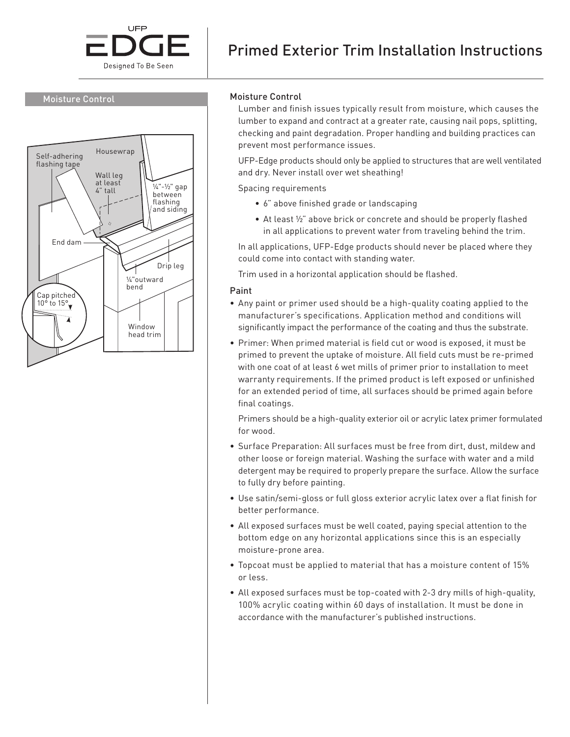# Primed Exterior Trim Installation Instructions

## Moisture Control

Self-adhering flashing tape

Housewrap

Wall leg at least 4" tall

¼"-½" gap between flashing and siding

End dam

Drip leg

¼"outward bend

Cap pitched 10° to 15°

Window head trim

### Moisture Control

Lumber and finish issues typically result from moisture, which causes the lumber to expand and contract at a greater rate, causing nail pops, splitting, checking and paint degradation. Proper handling and building practices can prevent most performance issues.

UFP-Edge products should only be applied to structures that are well ventilated and dry. Never install over wet sheathing!

Spacing requirements

- 6" above finished grade or landscaping
- At least ½" above brick or concrete and should be properly flashed in all applications to prevent water from traveling behind the trim.

In all applications, UFP-Edge products should never be placed where they could come into contact with standing water.

Trim used in a horizontal application should be flashed.

### Paint

- Any paint or primer used should be a high-quality coating applied to the manufacturer's specifications. Application method and conditions will significantly impact the performance of the coating and thus the substrate.
- Primer: When primed material is field cut or wood is exposed, it must be primed to prevent the uptake of moisture. All field cuts must be re-primed with one coat of at least 6 wet mills of primer prior to installation to meet warranty requirements. If the primed product is left exposed or unfinished for an extended period of time, all surfaces should be primed again before final coatings.

  Primers should be a high-quality exterior oil or acrylic latex primer formulated for wood.
- Surface Preparation: All surfaces must be free from dirt, dust, mildew and other loose or foreign material. Washing the surface with water and a mild detergent may be required to properly prepare the surface. Allow the surface to fully dry before painting.
- Use satin/semi-gloss or full gloss exterior acrylic latex over a flat finish for better performance.
- All exposed surfaces must be well coated, paying special attention to the bottom edge on any horizontal applications since this is an especially moisture-prone area.
- Topcoat must be applied to material that has a moisture content of 15% or less.
- All exposed surfaces must be top-coated with 2-3 dry mills of high-quality, 100% acrylic coating within 60 days of installation. It must be done in accordance with the manufacturer's published instructions.